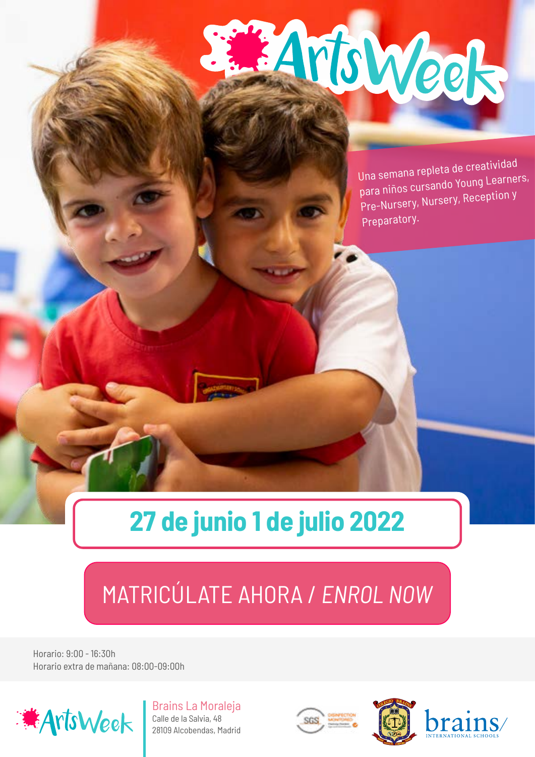# ArtsWeek

Una semana repleta de creatividad para niños cursando Young Learners, Pre-Nursery, Nursery, Reception y Preparatory.

## 27 de junio 1 de julio 2022

**MATRICÚLATE AHORA / *ENROL NOW***

Horario: 9:00 - 16:30h
Horario extra de mañana: 08:00-09:00h

ArtsWeek

Brains La Moraleja
Calle de la Salvia, 48
28109 Alcobendas, Madrid

brains/ INTERNATIONAL SCHOOLS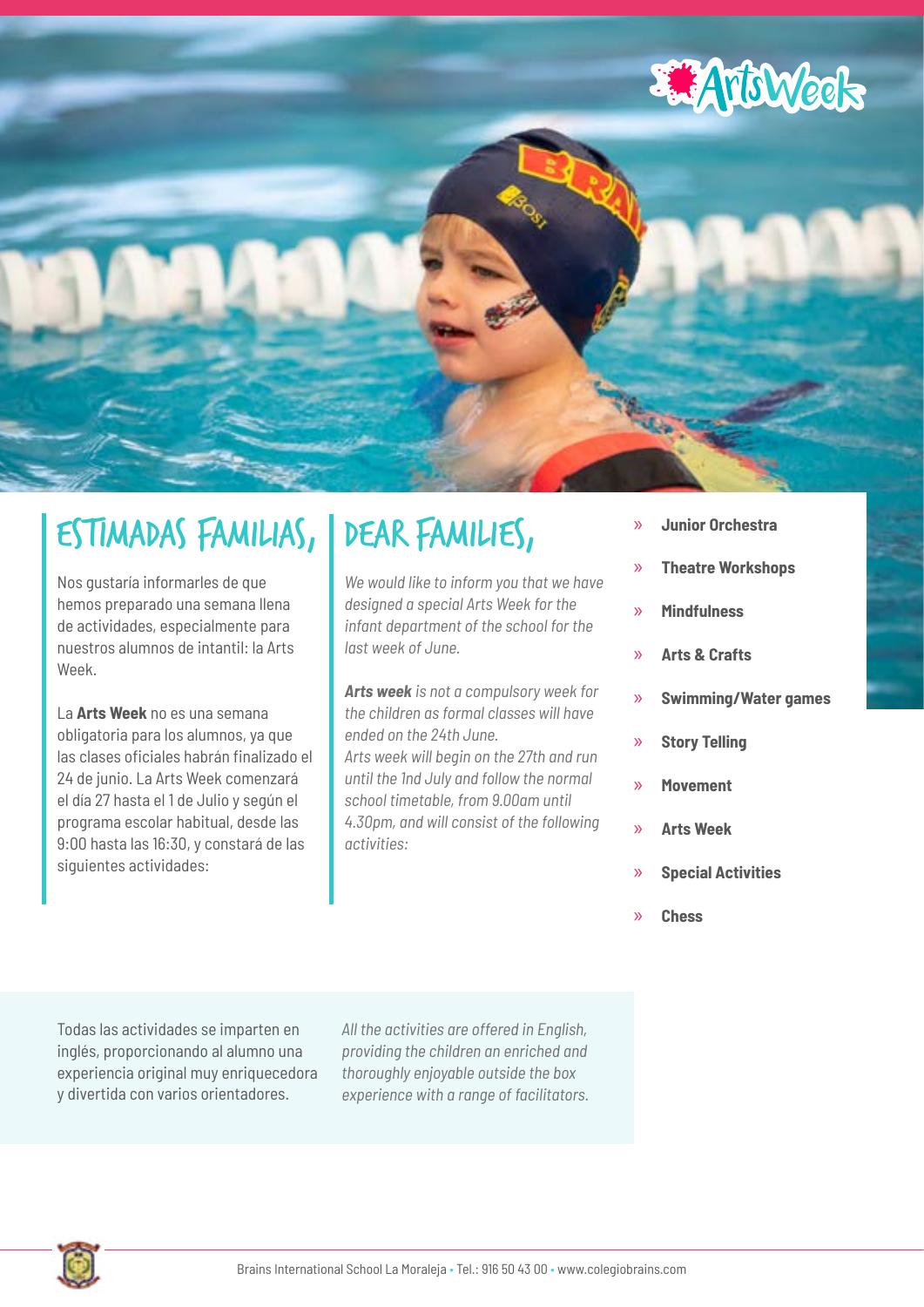# Estimadas familias,

Nos gustaría informarles de que hemos preparado una semana llena de actividades, especialmente para nuestros alumnos de intantil: la Arts Week.

La **Arts Week** no es una semana obligatoria para los alumnos, ya que las clases oficiales habrán finalizado el 24 de junio. La Arts Week comenzará el día 27 hasta el 1 de Julio y según el programa escolar habitual, desde las 9:00 hasta las 16:30, y constará de las siguientes actividades:

# Dear families,

*We would like to inform you that we have designed a special Arts Week for the infant department of the school for the last week of June.*

***Arts week*** *is not a compulsory week for the children as formal classes will have ended on the 24th June.*
*Arts week will begin on the 27th and run until the 1nd July and follow the normal school timetable, from 9.00am until 4.30pm, and will consist of the following activities:*

- **Junior Orchestra**
- **Theatre Workshops**
- **Mindfulness**
- **Arts & Crafts**
- **Swimming/Water games**
- **Story Telling**
- **Movement**
- **Arts Week**
- **Special Activities**
- **Chess**

Todas las actividades se imparten en inglés, proporcionando al alumno una experiencia original muy enriquecedora y divertida con varios orientadores.

*All the activities are offered in English, providing the children an enriched and thoroughly enjoyable outside the box experience with a range of facilitators.*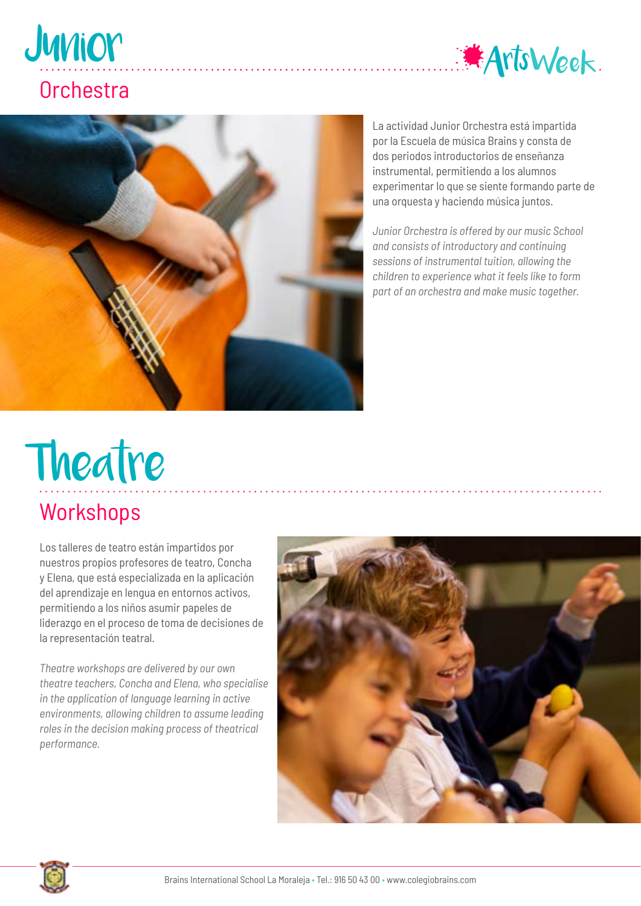# Junior
## Orchestra

La actividad Junior Orchestra está impartida por la Escuela de música Brains y consta de dos periodos introductorios de enseñanza instrumental, permitiendo a los alumnos experimentar lo que se siente formando parte de una orquesta y haciendo música juntos.

*Junior Orchestra is offered by our music School and consists of introductory and continuing sessions of instrumental tuition, allowing the children to experience what it feels like to form part of an orchestra and make music together.*

# Theatre
## Workshops

Los talleres de teatro están impartidos por nuestros propios profesores de teatro, Concha y Elena, que está especializada en la aplicación del aprendizaje en lengua en entornos activos, permitiendo a los niños asumir papeles de liderazgo en el proceso de toma de decisiones de la representación teatral.

*Theatre workshops are delivered by our own theatre teachers, Concha and Elena, who specialise in the application of language learning in active environments, allowing children to assume leading roles in the decision making process of theatrical performance.*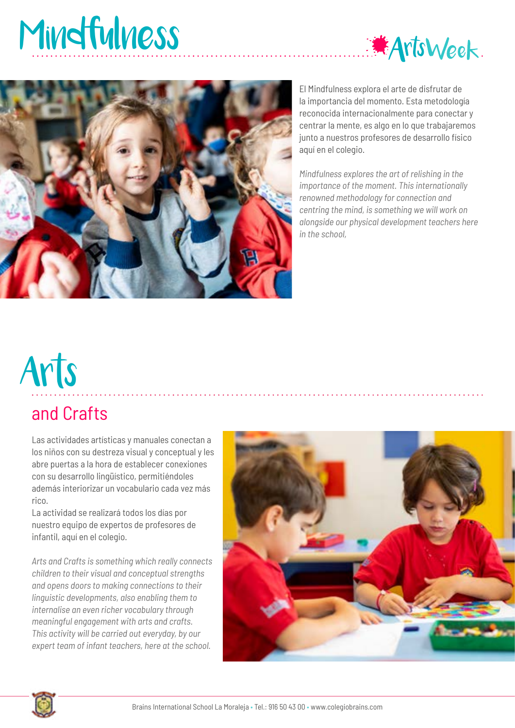# Mindfulness

El Mindfulness explora el arte de disfrutar de la importancia del momento. Esta metodología reconocida internacionalmente para conectar y centrar la mente, es algo en lo que trabajaremos junto a nuestros profesores de desarrollo físico aquí en el colegio.

*Mindfulness explores the art of relishing in the importance of the moment. This internationally renowned methodology for connection and centring the mind, is something we will work on alongside our physical development teachers here in the school,*

# Arts

## and Crafts

Las actividades artísticas y manuales conectan a los niños con su destreza visual y conceptual y les abre puertas a la hora de establecer conexiones con su desarrollo lingüístico, permitiéndoles además interiorizar un vocabulario cada vez más rico.
La actividad se realizará todos los días por nuestro equipo de expertos de profesores de infantil, aquí en el colegio.

*Arts and Crafts is something which really connects children to their visual and conceptual strengths and opens doors to making connections to their linguistic developments, also enabling them to internalise an even richer vocabulary through meaningful engagement with arts and crafts. This activity will be carried out everyday, by our expert team of infant teachers, here at the school.*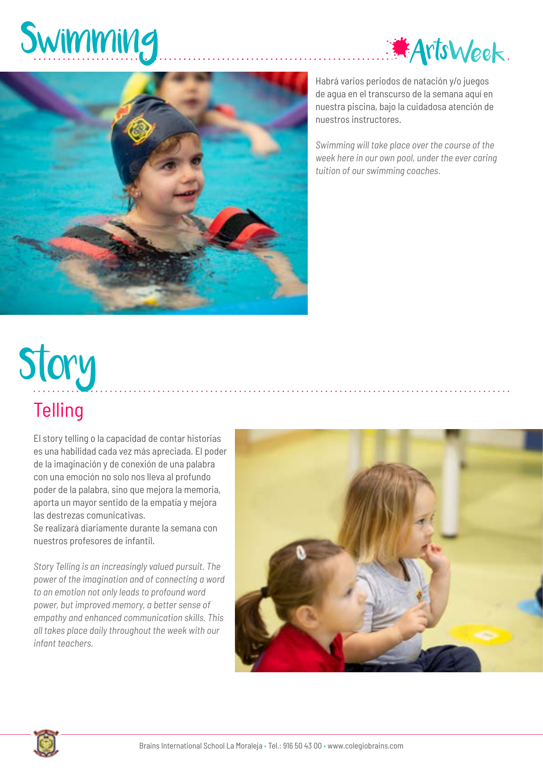# Swimming

Habrá varios periodos de natación y/o juegos de agua en el transcurso de la semana aquí en nuestra piscina, bajo la cuidadosa atención de nuestros instructores.

*Swimming will take place over the course of the week here in our own pool, under the ever caring tuition of our swimming coaches.*

# Story

## Telling

El story telling o la capacidad de contar historias es una habilidad cada vez más apreciada. El poder de la imaginación y de conexión de una palabra con una emoción no solo nos lleva al profundo poder de la palabra, sino que mejora la memoria, aporta un mayor sentido de la empatía y mejora las destrezas comunicativas.
Se realizará diariamente durante la semana con nuestros profesores de infantil.

*Story Telling is an increasingly valued pursuit. The power of the imagination and of connecting a word to an emotion not only leads to profound word power, but improved memory, a better sense of empathy and enhanced communication skills. This all takes place daily throughout the week with our infant teachers.*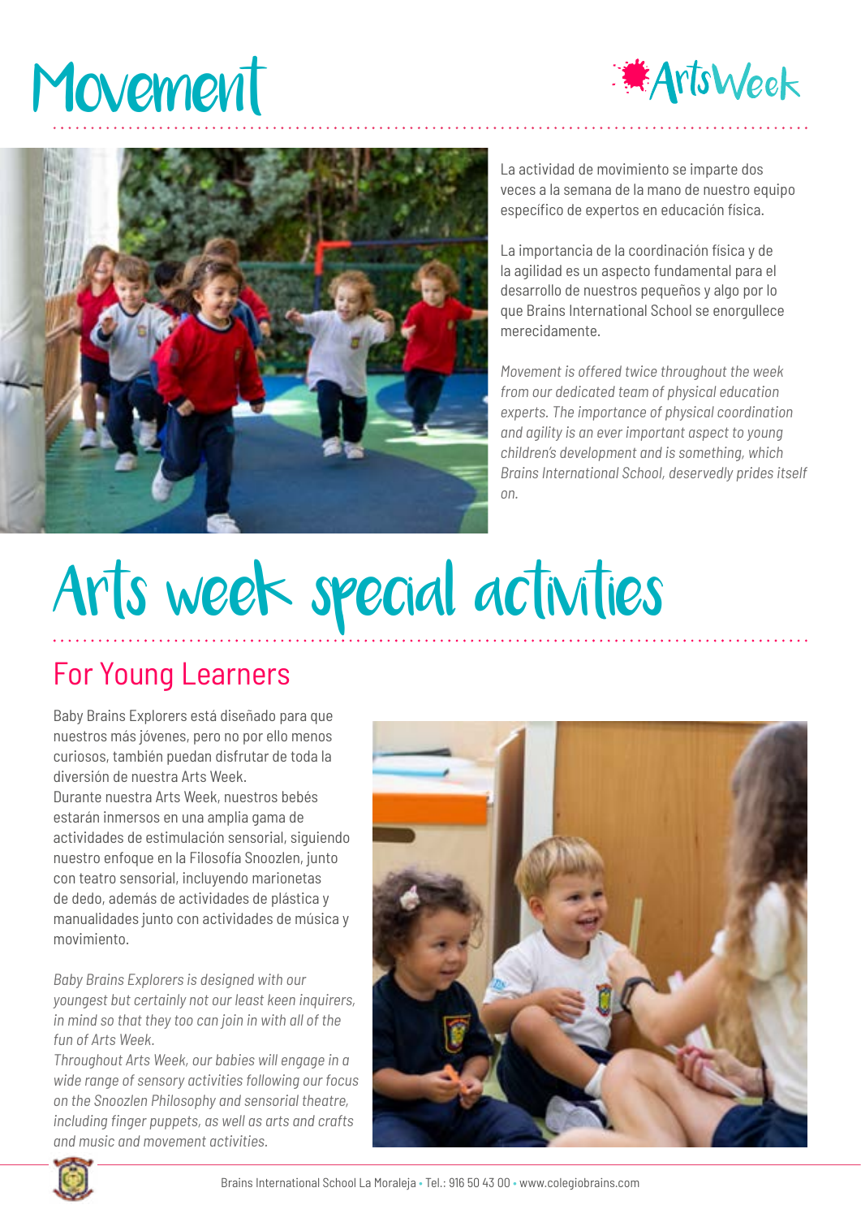# Movement

ArtsWeek

La actividad de movimiento se imparte dos veces a la semana de la mano de nuestro equipo específico de expertos en educación física.

La importancia de la coordinación física y de la agilidad es un aspecto fundamental para el desarrollo de nuestros pequeños y algo por lo que Brains International School se enorgullece merecidamente.

*Movement is offered twice throughout the week from our dedicated team of physical education experts. The importance of physical coordination and agility is an ever important aspect to young children's development and is something, which Brains International School, deservedly prides itself on.*

# Arts week special activities

## For Young Learners

Baby Brains Explorers está diseñado para que nuestros más jóvenes, pero no por ello menos curiosos, también puedan disfrutar de toda la diversión de nuestra Arts Week.
Durante nuestra Arts Week, nuestros bebés estarán inmersos en una amplia gama de actividades de estimulación sensorial, siguiendo nuestro enfoque en la Filosofía Snoozlen, junto con teatro sensorial, incluyendo marionetas de dedo, además de actividades de plástica y manualidades junto con actividades de música y movimiento.

*Baby Brains Explorers is designed with our youngest but certainly not our least keen inquirers, in mind so that they too can join in with all of the fun of Arts Week.*
*Throughout Arts Week, our babies will engage in a wide range of sensory activities following our focus on the Snoozlen Philosophy and sensorial theatre, including finger puppets, as well as arts and crafts and music and movement activities.*

Brains International School La Moraleja • Tel.: 916 50 43 00 • www.colegiobrains.com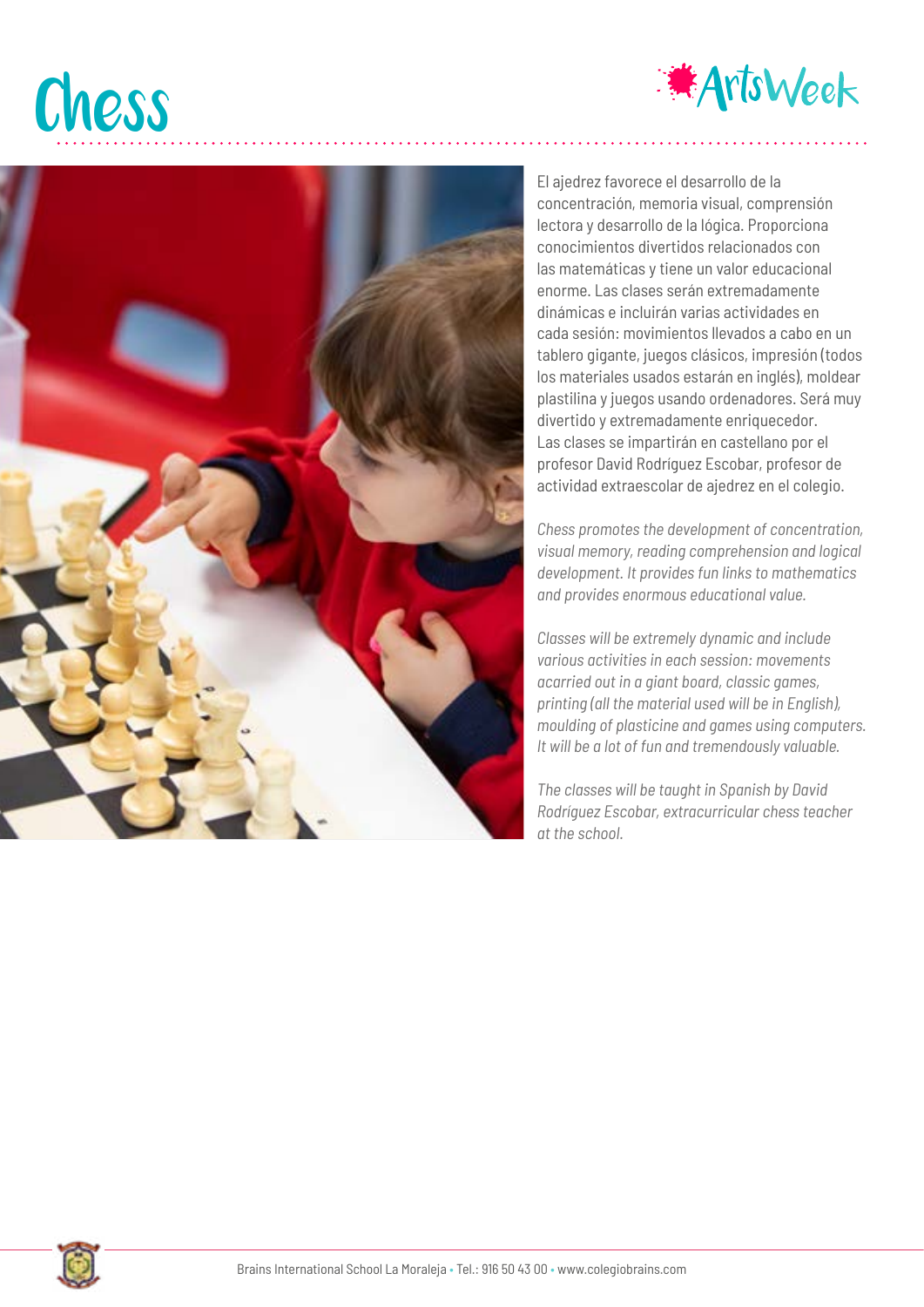# Chess

ArtsWeek

El ajedrez favorece el desarrollo de la concentración, memoria visual, comprensión lectora y desarrollo de la lógica. Proporciona conocimientos divertidos relacionados con las matemáticas y tiene un valor educacional enorme. Las clases serán extremadamente dinámicas e incluirán varias actividades en cada sesión: movimientos llevados a cabo en un tablero gigante, juegos clásicos, impresión (todos los materiales usados estarán en inglés), moldear plastilina y juegos usando ordenadores. Será muy divertido y extremadamente enriquecedor. Las clases se impartirán en castellano por el profesor David Rodríguez Escobar, profesor de actividad extraescolar de ajedrez en el colegio.

*Chess promotes the development of concentration, visual memory, reading comprehension and logical development. It provides fun links to mathematics and provides enormous educational value.*

*Classes will be extremely dynamic and include various activities in each session: movements acarried out in a giant board, classic games, printing (all the material used will be in English), moulding of plasticine and games using computers. It will be a lot of fun and tremendously valuable.*

*The classes will be taught in Spanish by David Rodríguez Escobar, extracurricular chess teacher at the school.*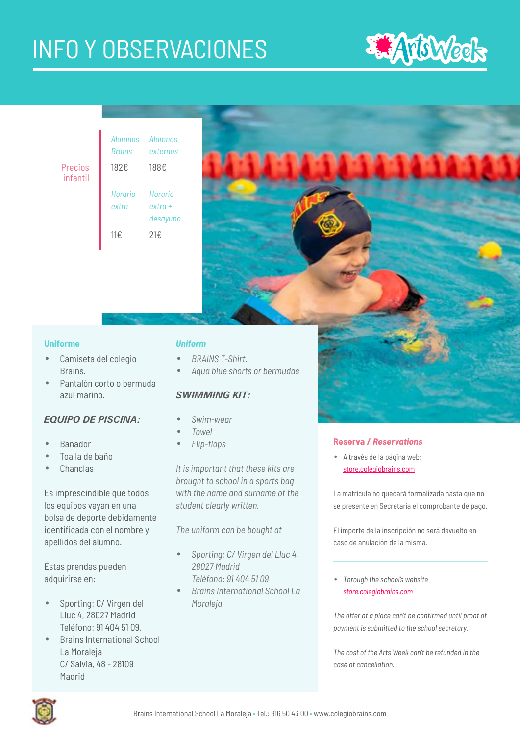# INFO Y OBSERVACIONES

ArtsWeek

Precios infantil

| | Alumnos Brains | Alumnos externos |
|---|---|---|
| Precios infantil | 182€ | 188€ |
| | *Horario extra* | *Horario extra + desayuno* |
| | 11€ | 21€ |

### Uniforme

- Camiseta del colegio Brains.
- Pantalón corto o bermuda azul marino.

### *EQUIPO DE PISCINA:*

- Bañador
- Toalla de baño
- Chanclas

Es imprescindible que todos los equipos vayan en una bolsa de deporte debidamente identificada con el nombre y apellidos del alumno.

Estas prendas pueden adquirirse en:

- Sporting: C/ Virgen del Lluc 4, 28027 Madrid Teléfono: 91 404 51 09.
- Brains International School La Moraleja C/ Salvia, 48 - 28109 Madrid

### *Uniform*

- *BRAINS T-Shirt.*
- *Aqua blue shorts or bermudas*

### *SWIMMING KIT:*

- *Swim-wear*
- *Towel*
- *Flip-flops*

*It is important that these kits are brought to school in a sports bag with the name and surname of the student clearly written.*

*The uniform can be bought at*

- *Sporting: C/ Virgen del Lluc 4, 28027 Madrid Teléfono: 91 404 51 09*
- *Brains International School La Moraleja.*

### Reserva / *Reservations*

- A través de la página web: store.colegiobrains.com

La matrícula no quedará formalizada hasta que no se presente en Secretaría el comprobante de pago.

El importe de la inscripción no será devuelto en caso de anulación de la misma.

- *Through the school's website* store.colegiobrains.com

*The offer of a place can't be confirmed until proof of payment is submitted to the school secretary.*

*The cost of the Arts Week can't be refunded in the case of cancellation.*

Brains International School La Moraleja • Tel.: 916 50 43 00 • www.colegiobrains.com